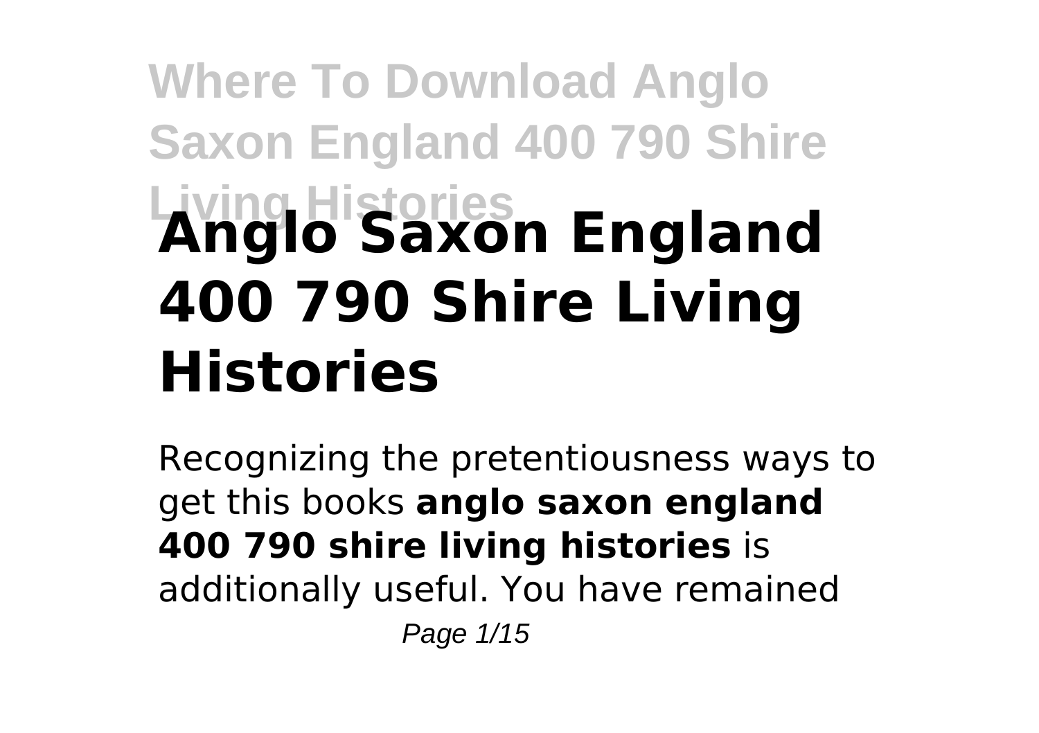# Anglo Saxon England 400 790 Shire Living Histories

Recognizing the pretentiousness ways to get this books **anglo saxon england 400 790 shire living histories** is additionally useful. You have remained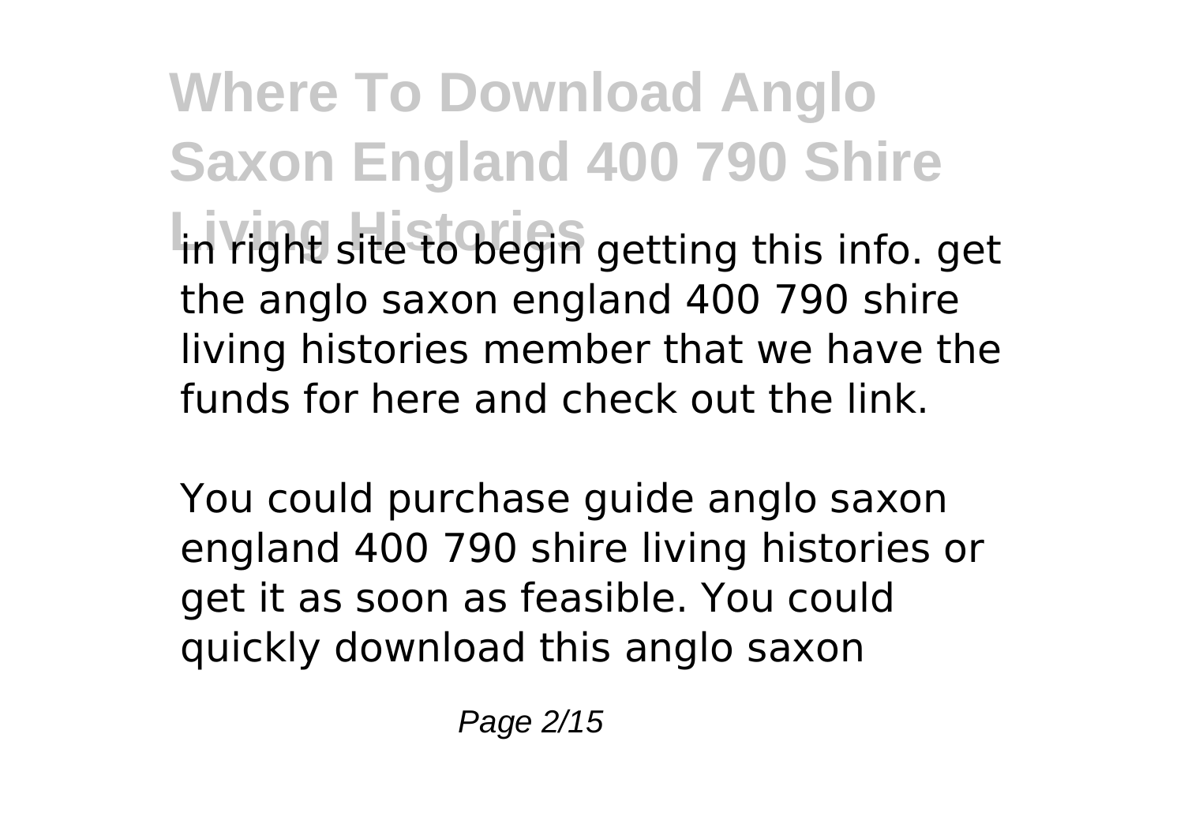in right site to begin getting this info. get the anglo saxon england 400 790 shire living histories member that we have the funds for here and check out the link.

You could purchase guide anglo saxon england 400 790 shire living histories or get it as soon as feasible. You could quickly download this anglo saxon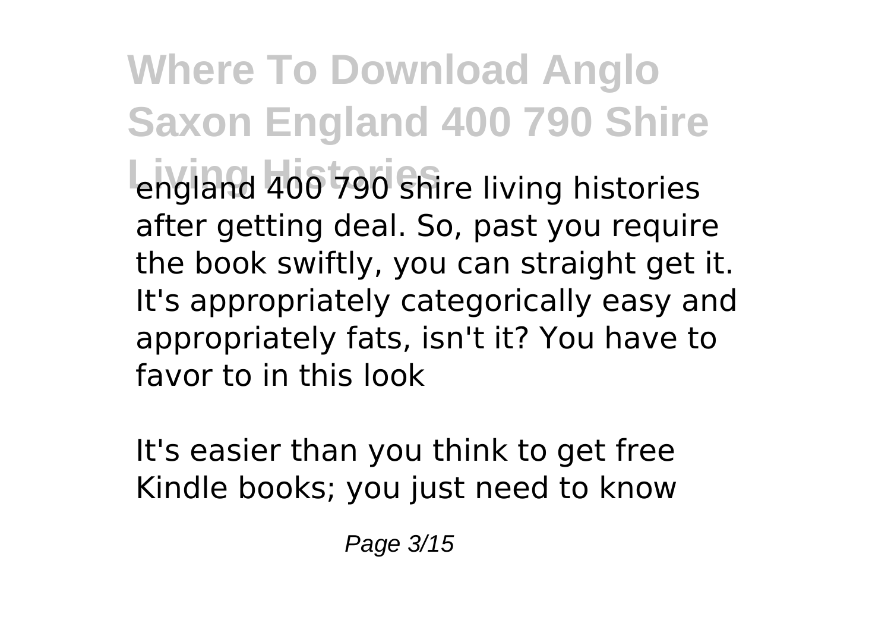england 400 790 shire living histories after getting deal. So, past you require the book swiftly, you can straight get it. It's appropriately categorically easy and appropriately fats, isn't it? You have to favor to in this look

It's easier than you think to get free Kindle books; you just need to know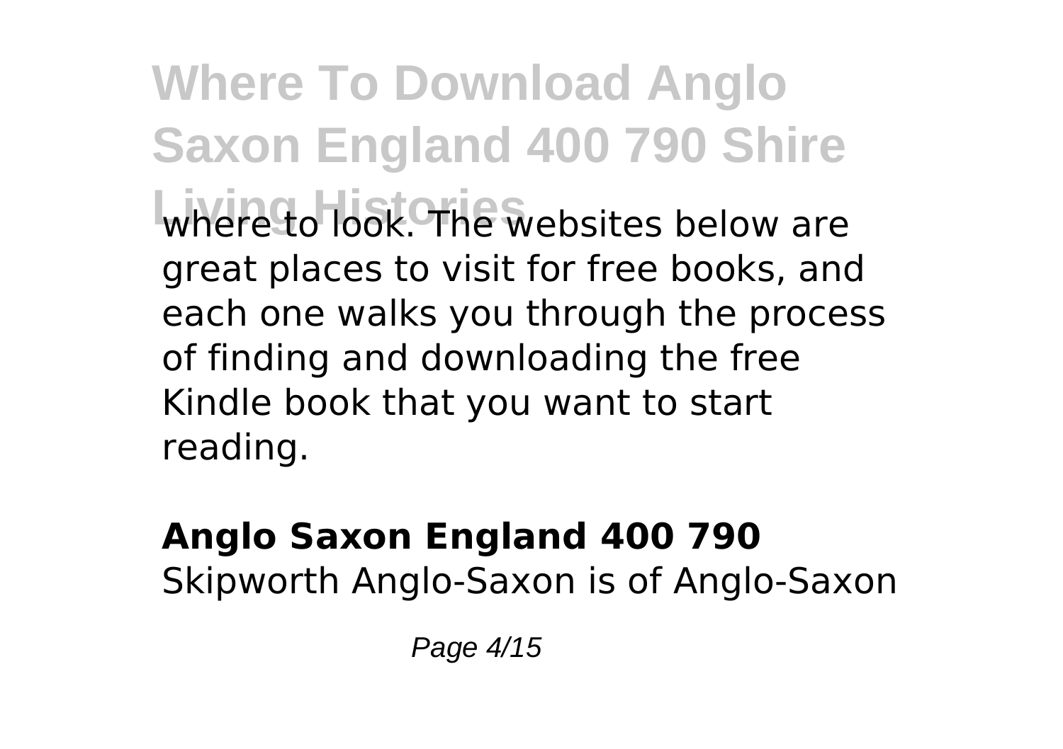where to look. The websites below are great places to visit for free books, and each one walks you through the process of finding and downloading the free Kindle book that you want to start reading.

## Anglo Saxon England 400 790

Skipworth Anglo-Saxon is of Anglo-Saxon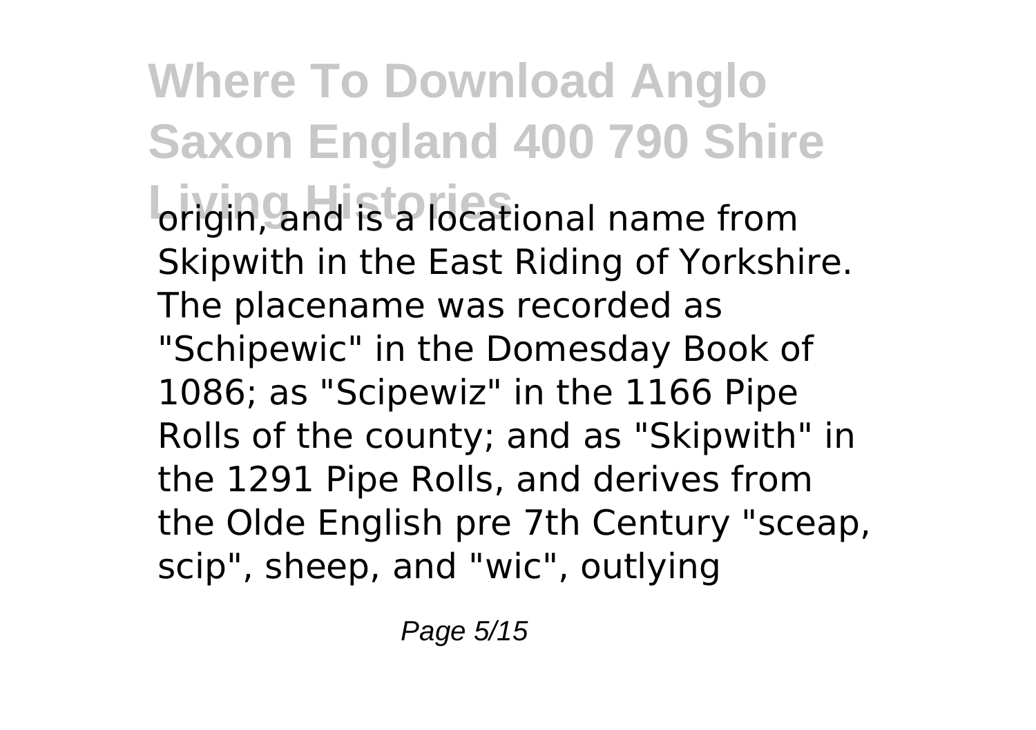origin, and is a locational name from Skipwith in the East Riding of Yorkshire. The placename was recorded as "Schipewic" in the Domesday Book of 1086; as "Scipewiz" in the 1166 Pipe Rolls of the county; and as "Skipwith" in the 1291 Pipe Rolls, and derives from the Olde English pre 7th Century "sceap, scip", sheep, and "wic", outlying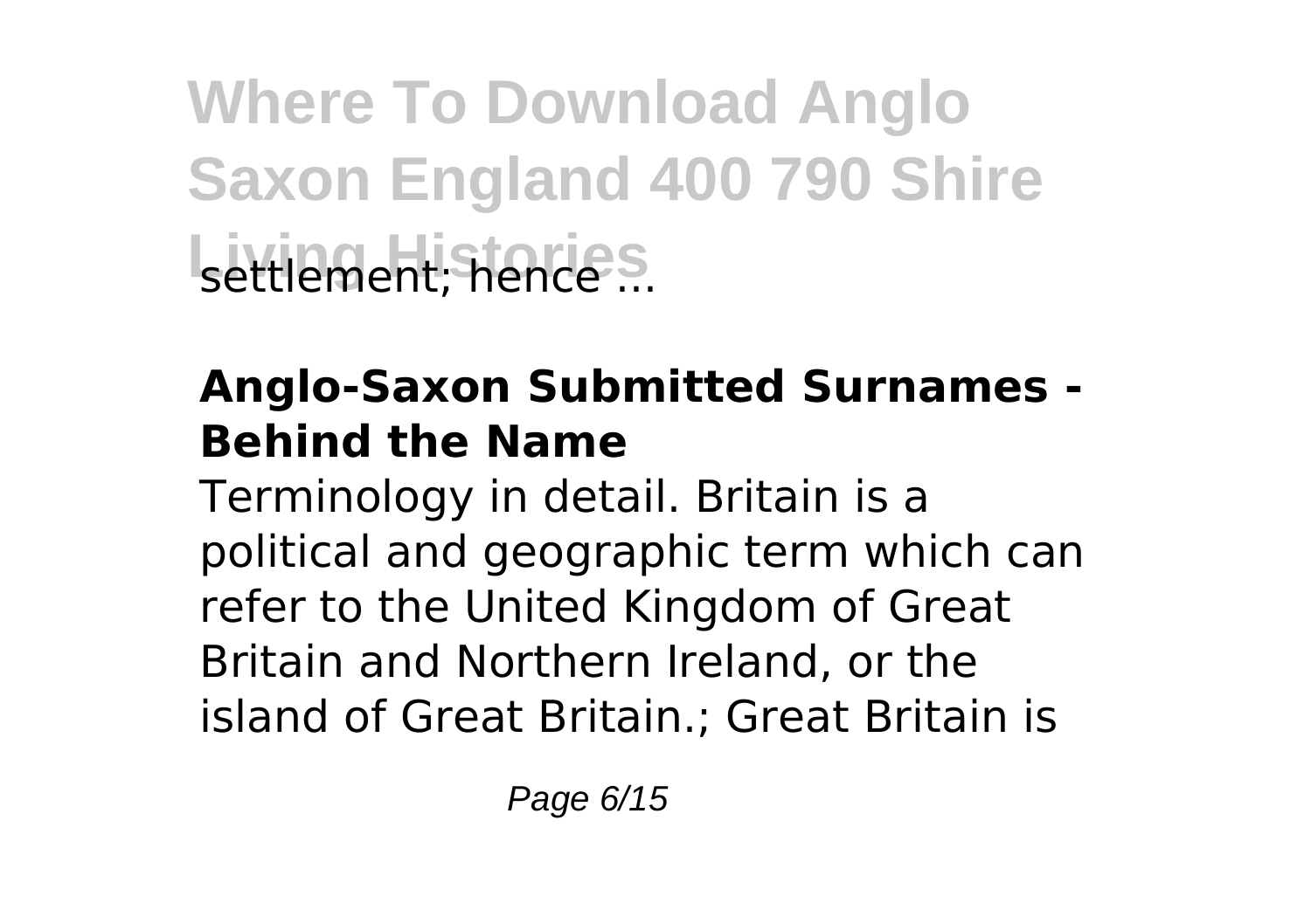settlement; hence ...

## Anglo-Saxon Submitted Surnames - Behind the Name

Terminology in detail. Britain is a political and geographic term which can refer to the United Kingdom of Great Britain and Northern Ireland, or the island of Great Britain.; Great Britain is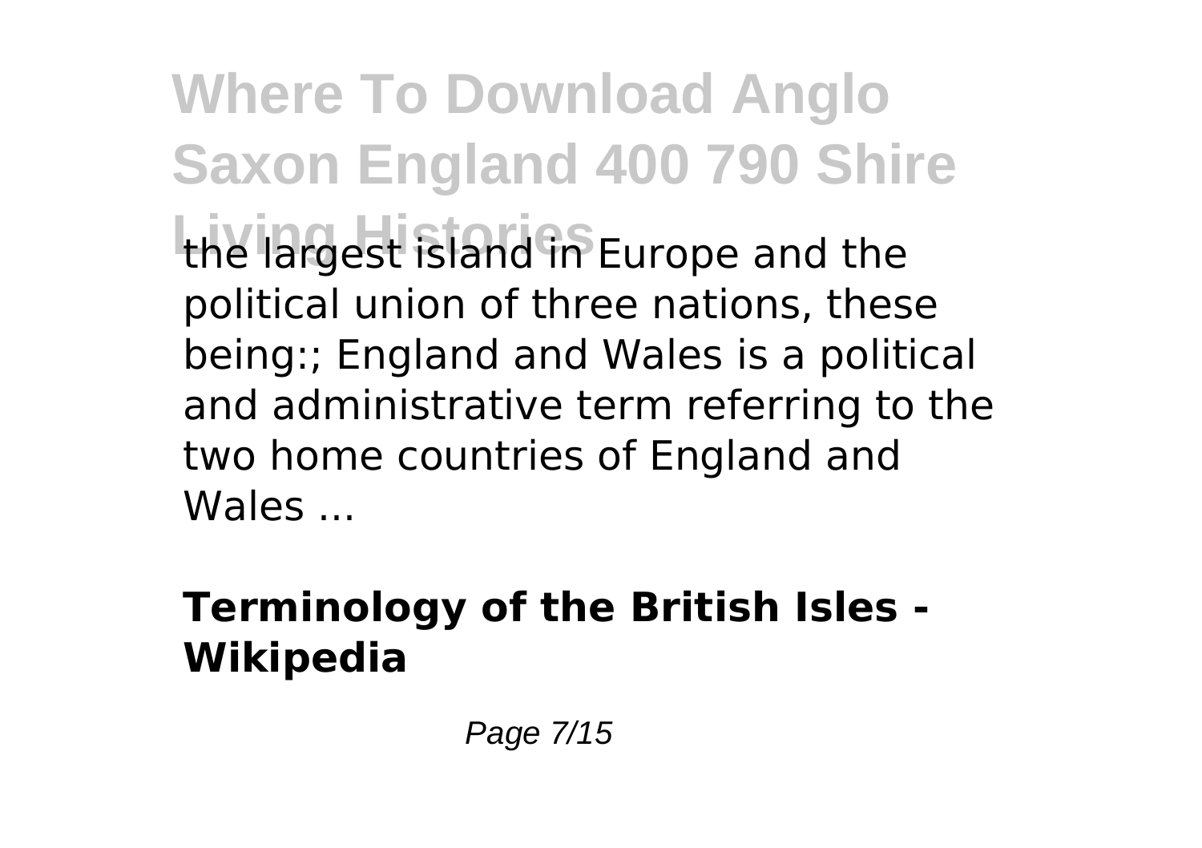the largest island in Europe and the political union of three nations, these being:; England and Wales is a political and administrative term referring to the two home countries of England and Wales ...

**Terminology of the British Isles - Wikipedia**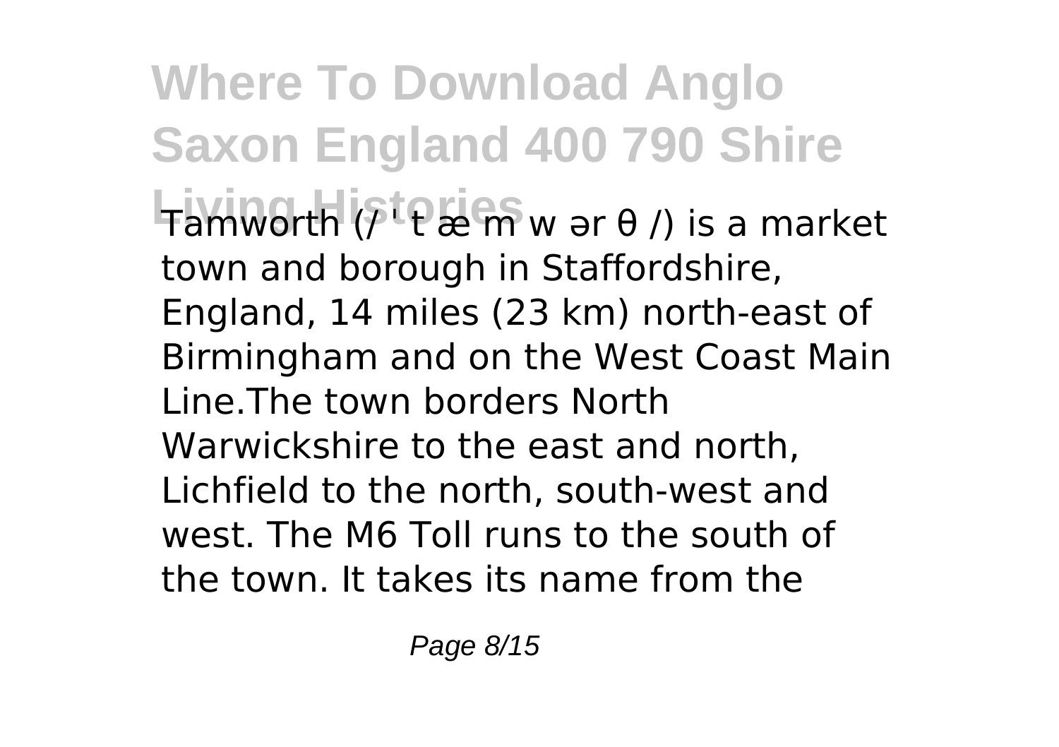Tamworth (/ ˈ t æ m w ər θ /) is a market town and borough in Staffordshire, England, 14 miles (23 km) north-east of Birmingham and on the West Coast Main Line.The town borders North Warwickshire to the east and north, Lichfield to the north, south-west and west. The M6 Toll runs to the south of the town. It takes its name from the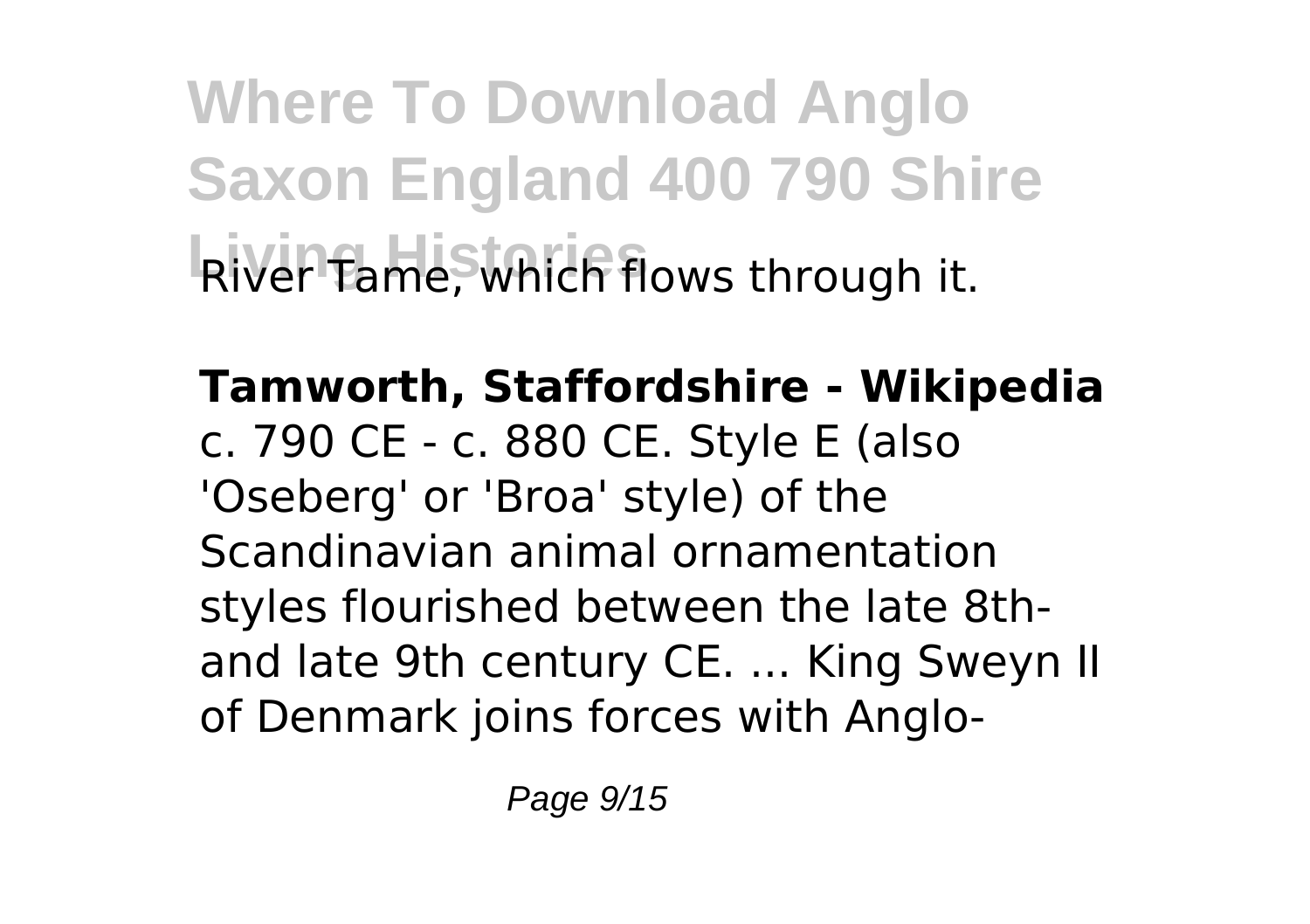River Tame, which flows through it.

**Tamworth, Staffordshire - Wikipedia**
c. 790 CE - c. 880 CE. Style E (also 'Oseberg' or 'Broa' style) of the Scandinavian animal ornamentation styles flourished between the late 8th- and late 9th century CE. ... King Sweyn II of Denmark joins forces with Anglo-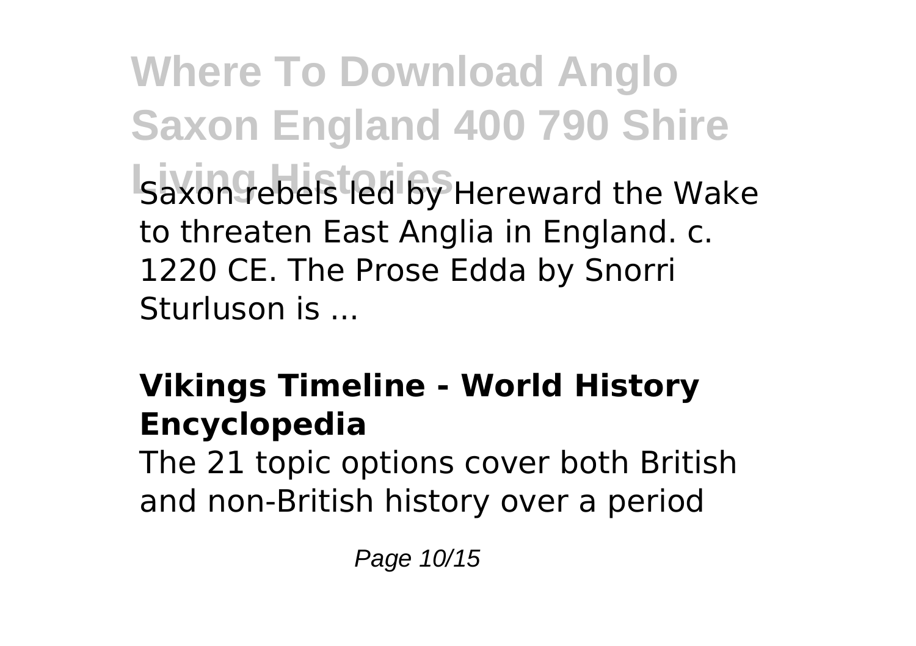Saxon rebels led by Hereward the Wake to threaten East Anglia in England. c. 1220 CE. The Prose Edda by Snorri Sturluson is ...

## Vikings Timeline - World History Encyclopedia

The 21 topic options cover both British and non-British history over a period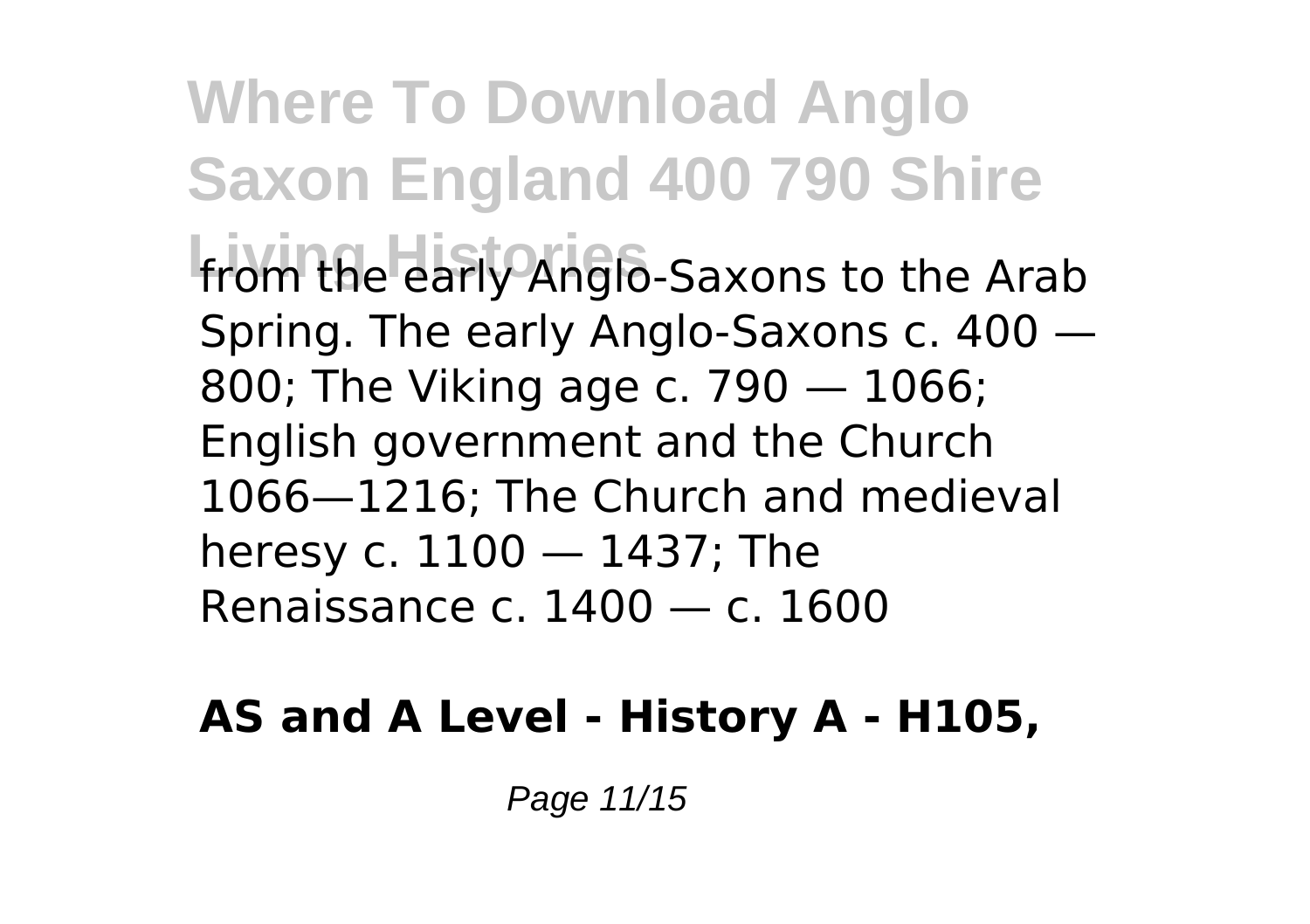from the early Anglo-Saxons to the Arab Spring. The early Anglo-Saxons c. 400 — 800; The Viking age c. 790 — 1066; English government and the Church 1066—1216; The Church and medieval heresy c. 1100 — 1437; The Renaissance c. 1400 — c. 1600

**AS and A Level - History A - H105,**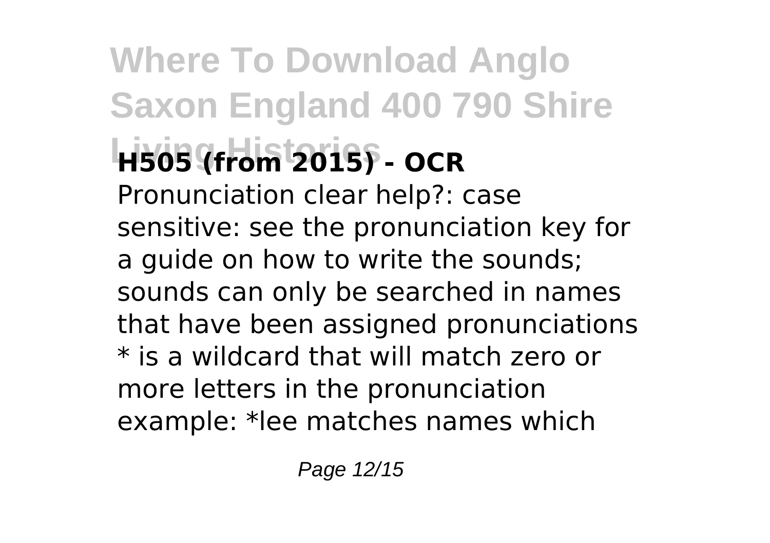**H505 (from 2015) - OCR**

Pronunciation clear help?: case sensitive: see the pronunciation key for a guide on how to write the sounds; sounds can only be searched in names that have been assigned pronunciations * is a wildcard that will match zero or more letters in the pronunciation example: *lee matches names which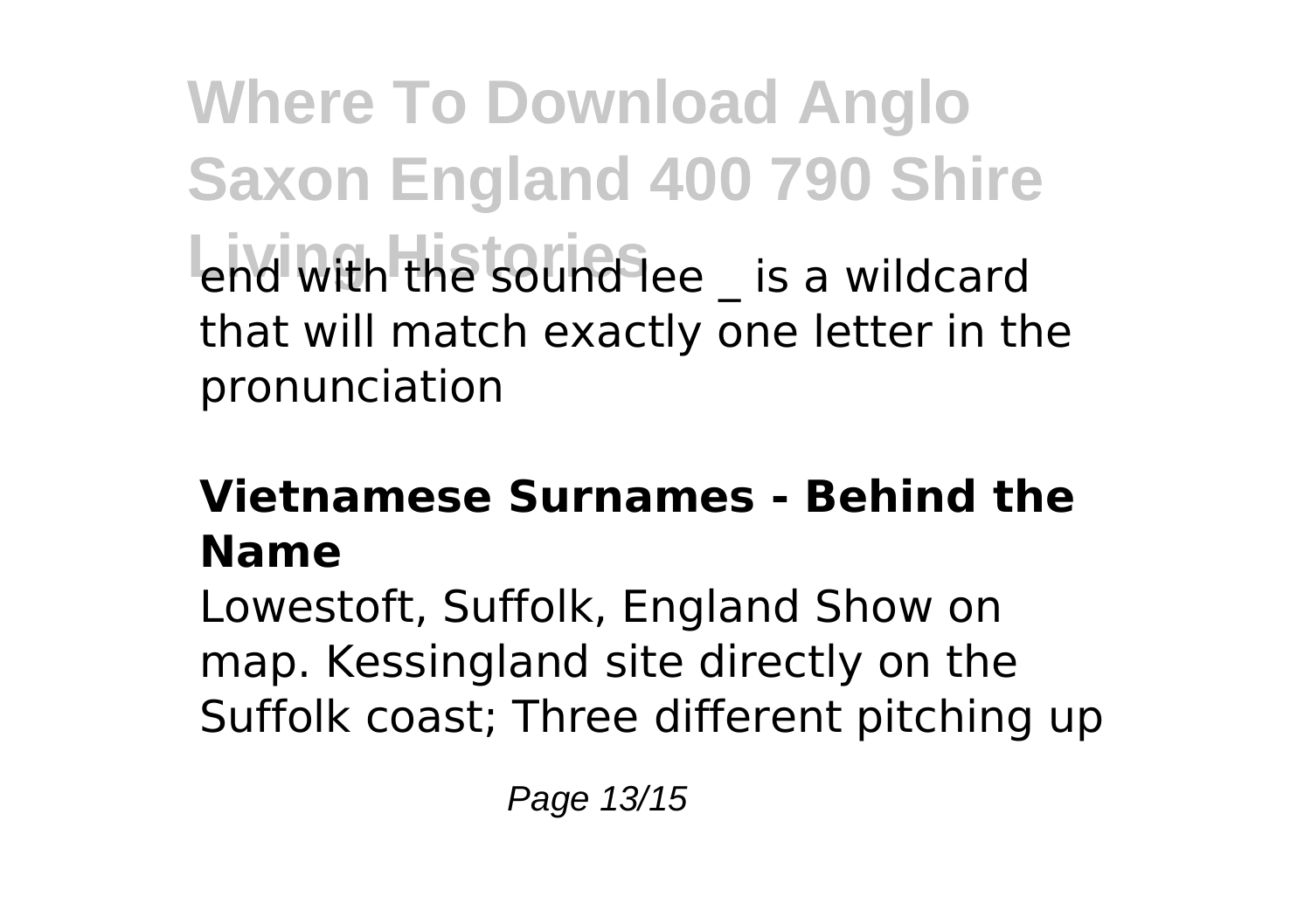end with the sound lee _ is a wildcard that will match exactly one letter in the pronunciation

### Vietnamese Surnames - Behind the Name

Lowestoft, Suffolk, England Show on map. Kessingland site directly on the Suffolk coast; Three different pitching up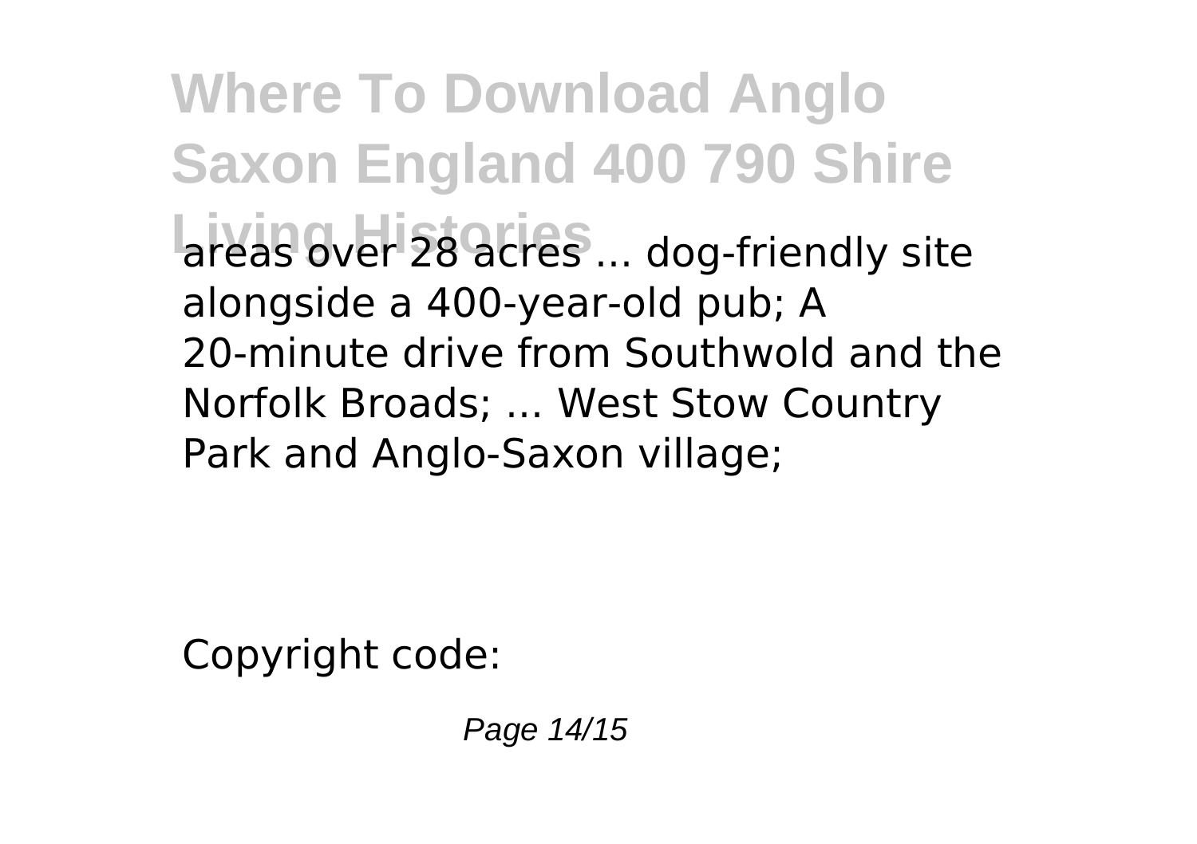areas over 28 acres ... dog-friendly site alongside a 400-year-old pub; A 20-minute drive from Southwold and the Norfolk Broads; ... West Stow Country Park and Anglo-Saxon village;

Copyright code: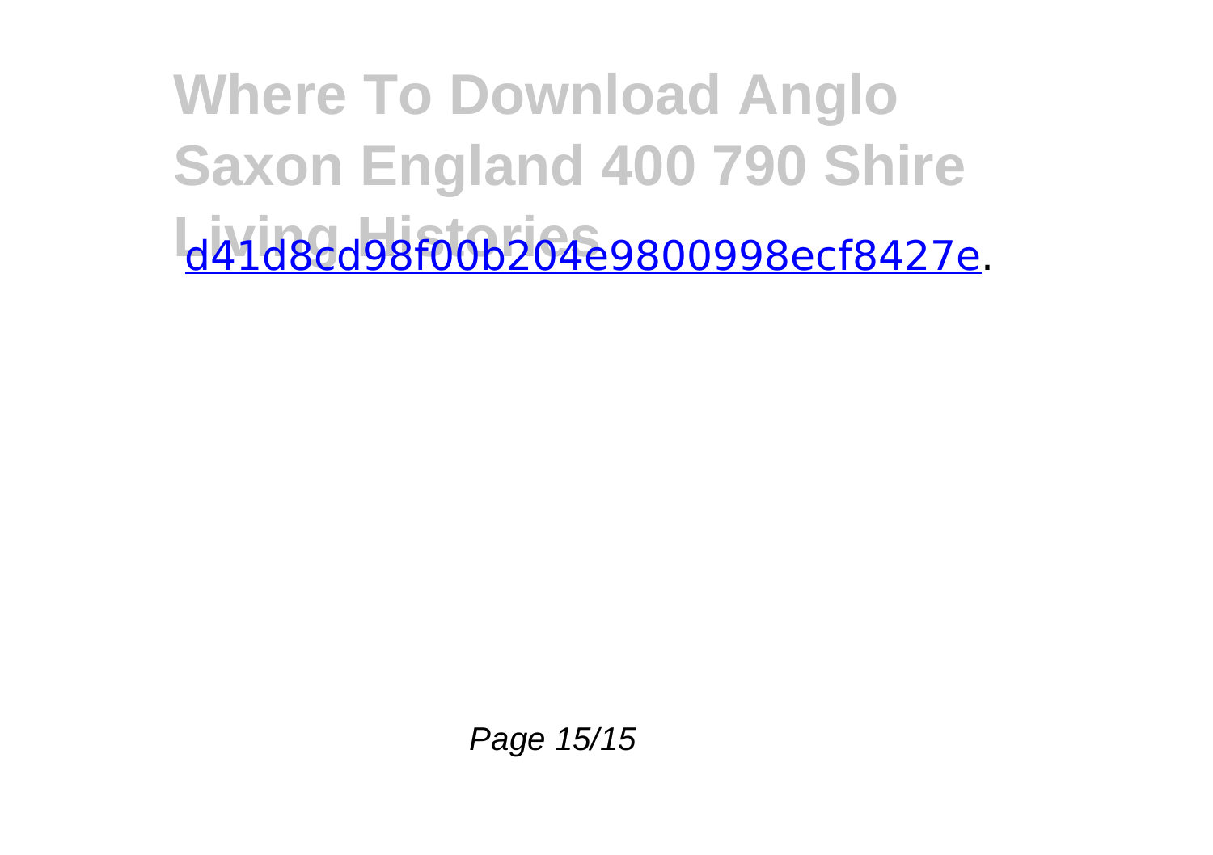d41d8cd98f00b204e9800998ecf8427e.